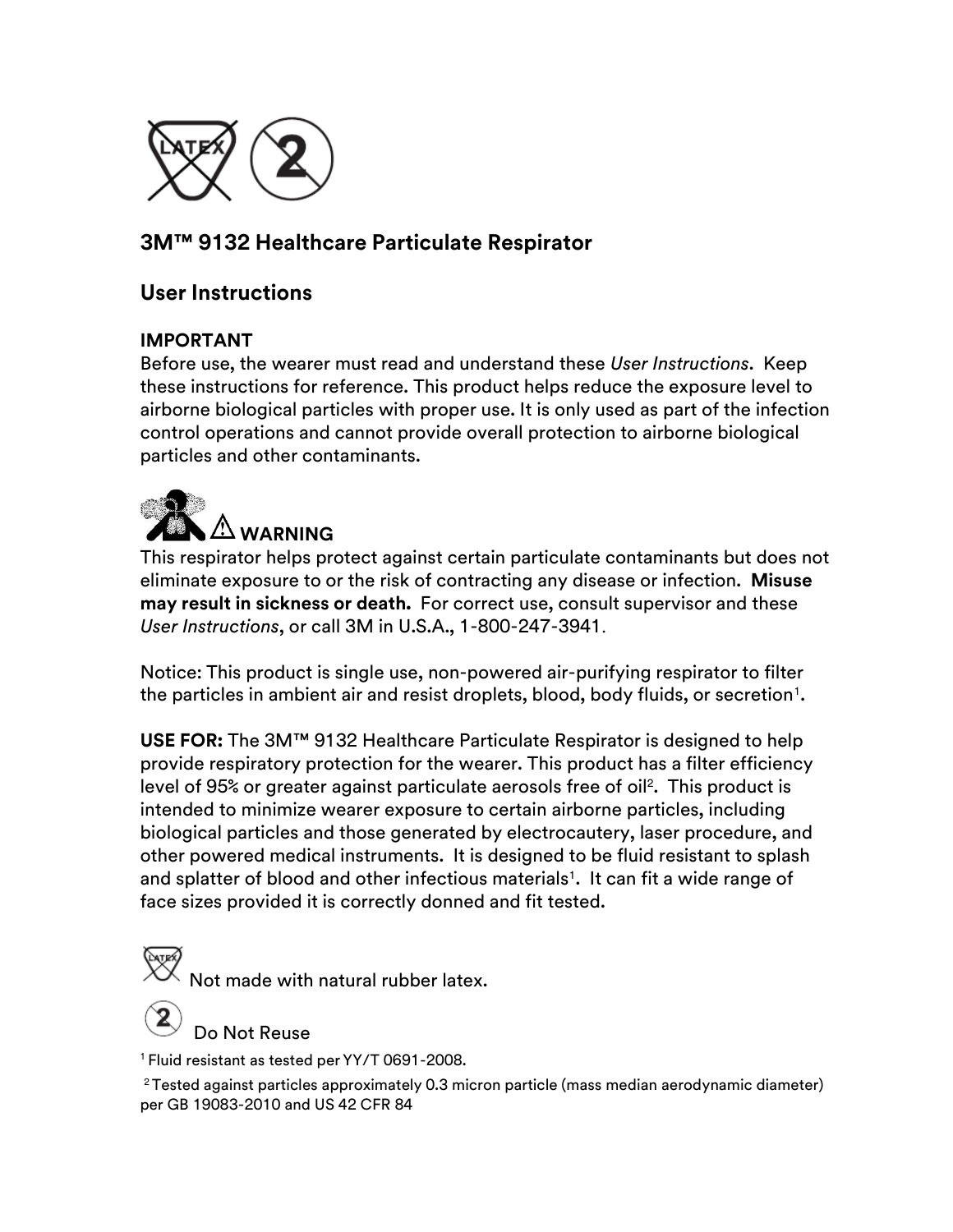# 3M™ 9132 Healthcare Particulate Respirator

## User Instructions

**IMPORTANT**
Before use, the wearer must read and understand these *User Instructions*. Keep these instructions for reference. This product helps reduce the exposure level to airborne biological particles with proper use. It is only used as part of the infection control operations and cannot provide overall protection to airborne biological particles and other contaminants.

**⚠ WARNING**
This respirator helps protect against certain particulate contaminants but does not eliminate exposure to or the risk of contracting any disease or infection. **Misuse may result in sickness or death.** For correct use, consult supervisor and these *User Instructions*, or call 3M in U.S.A., 1-800-247-3941.

Notice: This product is single use, non-powered air-purifying respirator to filter the particles in ambient air and resist droplets, blood, body fluids, or secretion[1].

**USE FOR:** The 3M™ 9132 Healthcare Particulate Respirator is designed to help provide respiratory protection for the wearer. This product has a filter efficiency level of 95% or greater against particulate aerosols free of oil[2]. This product is intended to minimize wearer exposure to certain airborne particles, including biological particles and those generated by electrocautery, laser procedure, and other powered medical instruments. It is designed to be fluid resistant to splash and splatter of blood and other infectious materials[1]. It can fit a wide range of face sizes provided it is correctly donned and fit tested.

Not made with natural rubber latex.

Do Not Reuse

[1] Fluid resistant as tested per YY/T 0691-2008.

[2] Tested against particles approximately 0.3 micron particle (mass median aerodynamic diameter) per GB 19083-2010 and US 42 CFR 84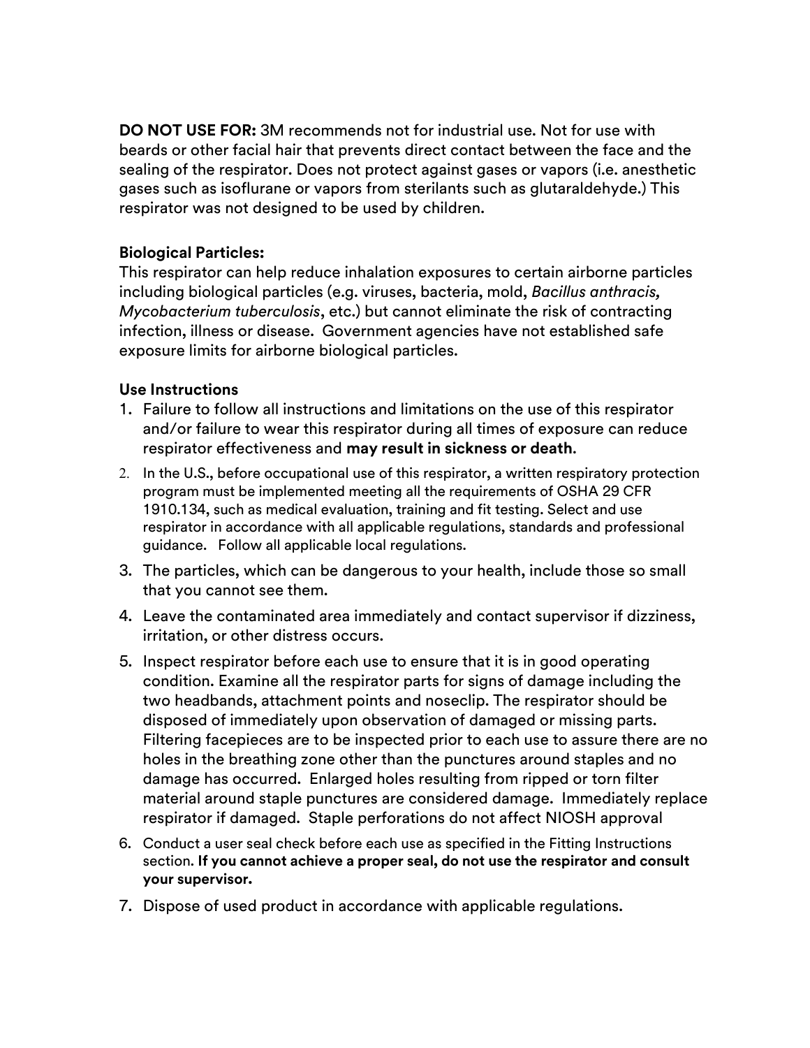**DO NOT USE FOR:** 3M recommends not for industrial use. Not for use with beards or other facial hair that prevents direct contact between the face and the sealing of the respirator. Does not protect against gases or vapors (i.e. anesthetic gases such as isoflurane or vapors from sterilants such as glutaraldehyde.) This respirator was not designed to be used by children.

**Biological Particles:**
This respirator can help reduce inhalation exposures to certain airborne particles including biological particles (e.g. viruses, bacteria, mold, *Bacillus anthracis, Mycobacterium tuberculosis*, etc.) but cannot eliminate the risk of contracting infection, illness or disease. Government agencies have not established safe exposure limits for airborne biological particles.

**Use Instructions**

1. Failure to follow all instructions and limitations on the use of this respirator and/or failure to wear this respirator during all times of exposure can reduce respirator effectiveness and **may result in sickness or death**.
2. In the U.S., before occupational use of this respirator, a written respiratory protection program must be implemented meeting all the requirements of OSHA 29 CFR 1910.134, such as medical evaluation, training and fit testing. Select and use respirator in accordance with all applicable regulations, standards and professional guidance. Follow all applicable local regulations.
3. The particles, which can be dangerous to your health, include those so small that you cannot see them.
4. Leave the contaminated area immediately and contact supervisor if dizziness, irritation, or other distress occurs.
5. Inspect respirator before each use to ensure that it is in good operating condition. Examine all the respirator parts for signs of damage including the two headbands, attachment points and noseclip. The respirator should be disposed of immediately upon observation of damaged or missing parts. Filtering facepieces are to be inspected prior to each use to assure there are no holes in the breathing zone other than the punctures around staples and no damage has occurred. Enlarged holes resulting from ripped or torn filter material around staple punctures are considered damage. Immediately replace respirator if damaged. Staple perforations do not affect NIOSH approval
6. Conduct a user seal check before each use as specified in the Fitting Instructions section. **If you cannot achieve a proper seal, do not use the respirator and consult your supervisor.**
7. Dispose of used product in accordance with applicable regulations.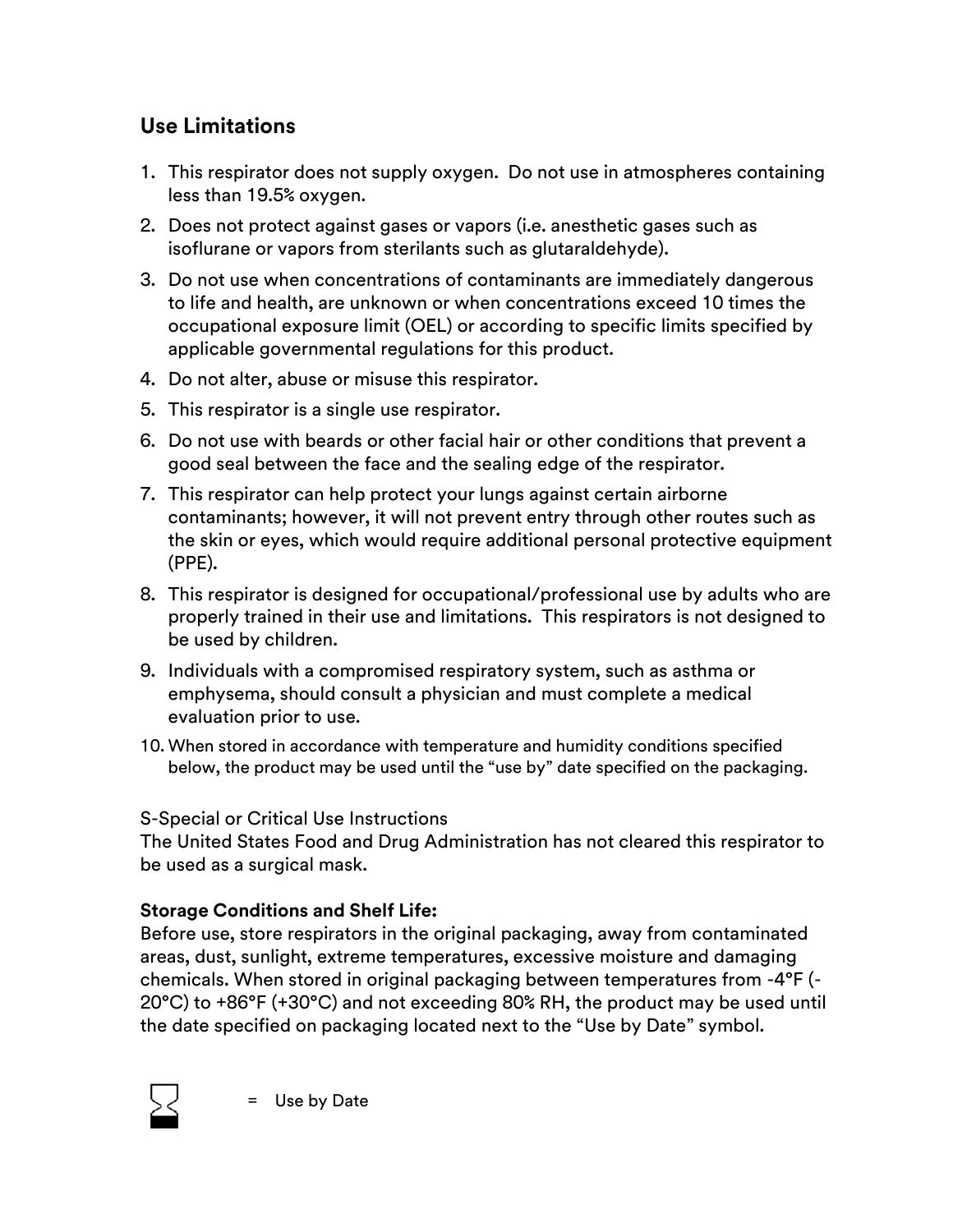## Use Limitations

1. This respirator does not supply oxygen. Do not use in atmospheres containing less than 19.5% oxygen.
2. Does not protect against gases or vapors (i.e. anesthetic gases such as isoflurane or vapors from sterilants such as glutaraldehyde).
3. Do not use when concentrations of contaminants are immediately dangerous to life and health, are unknown or when concentrations exceed 10 times the occupational exposure limit (OEL) or according to specific limits specified by applicable governmental regulations for this product.
4. Do not alter, abuse or misuse this respirator.
5. This respirator is a single use respirator.
6. Do not use with beards or other facial hair or other conditions that prevent a good seal between the face and the sealing edge of the respirator.
7. This respirator can help protect your lungs against certain airborne contaminants; however, it will not prevent entry through other routes such as the skin or eyes, which would require additional personal protective equipment (PPE).
8. This respirator is designed for occupational/professional use by adults who are properly trained in their use and limitations. This respirators is not designed to be used by children.
9. Individuals with a compromised respiratory system, such as asthma or emphysema, should consult a physician and must complete a medical evaluation prior to use.
10. When stored in accordance with temperature and humidity conditions specified below, the product may be used until the "use by" date specified on the packaging.

S-Special or Critical Use Instructions
The United States Food and Drug Administration has not cleared this respirator to be used as a surgical mask.

**Storage Conditions and Shelf Life:**
Before use, store respirators in the original packaging, away from contaminated areas, dust, sunlight, extreme temperatures, excessive moisture and damaging chemicals. When stored in original packaging between temperatures from -4°F (-20°C) to +86°F (+30°C) and not exceeding 80% RH, the product may be used until the date specified on packaging located next to the "Use by Date" symbol.

⌛ = Use by Date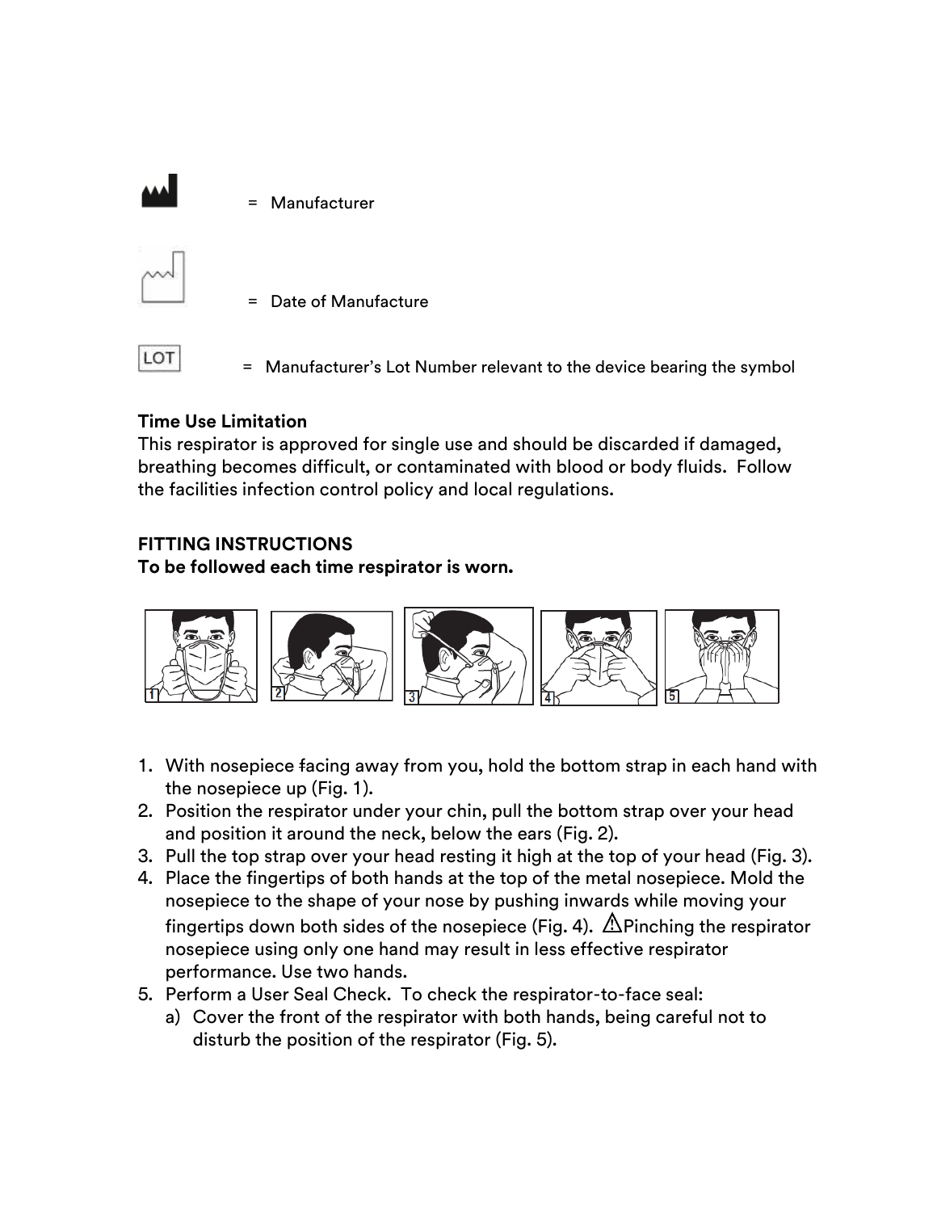= Manufacturer

= Date of Manufacture

LOT = Manufacturer's Lot Number relevant to the device bearing the symbol

**Time Use Limitation**
This respirator is approved for single use and should be discarded if damaged, breathing becomes difficult, or contaminated with blood or body fluids. Follow the facilities infection control policy and local regulations.

**FITTING INSTRUCTIONS**
**To be followed each time respirator is worn.**

1. With nosepiece facing away from you, hold the bottom strap in each hand with the nosepiece up (Fig. 1).
2. Position the respirator under your chin, pull the bottom strap over your head and position it around the neck, below the ears (Fig. 2).
3. Pull the top strap over your head resting it high at the top of your head (Fig. 3).
4. Place the fingertips of both hands at the top of the metal nosepiece. Mold the nosepiece to the shape of your nose by pushing inwards while moving your fingertips down both sides of the nosepiece (Fig. 4). ⚠Pinching the respirator nosepiece using only one hand may result in less effective respirator performance. Use two hands.
5. Perform a User Seal Check. To check the respirator-to-face seal:
   a) Cover the front of the respirator with both hands, being careful not to disturb the position of the respirator (Fig. 5).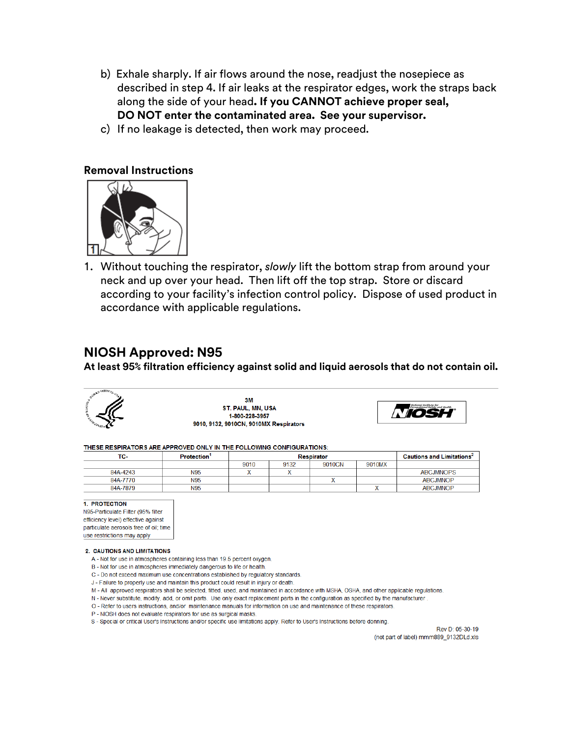b) Exhale sharply. If air flows around the nose, readjust the nosepiece as described in step 4. If air leaks at the respirator edges, work the straps back along the side of your head. **If you CANNOT achieve proper seal, DO NOT enter the contaminated area. See your supervisor.**

c) If no leakage is detected, then work may proceed.

### Removal Instructions

1. Without touching the respirator, *slowly* lift the bottom strap from around your neck and up over your head. Then lift off the top strap. Store or discard according to your facility's infection control policy. Dispose of used product in accordance with applicable regulations.

## NIOSH Approved: N95

**At least 95% filtration efficiency against solid and liquid aerosols that do not contain oil.**

**3M**
**ST. PAUL, MN, USA**
**1-800-228-3957**
**9010, 9132, 9010CN, 9010MX Respirators**

THESE RESPIRATORS ARE APPROVED ONLY IN THE FOLLOWING CONFIGURATIONS:

| TC- | Protection[1] | Respirator | | | | Cautions and Limitations[2] |
|---|---|---|---|---|---|---|
| | | 9010 | 9132 | 9010CN | 9010MX | |
| 84A-4243 | N95 | X | X | | | ABCJMNOPS |
| 84A-7770 | N95 | | | X | | ABCJMNOP |
| 84A-7879 | N95 | | | | X | ABCJMNOP |

**1. PROTECTION**
N95-Particulate Filter (95% filter efficiency level) effective against particulate aerosols free of oil; time use restrictions may apply

**2. CAUTIONS AND LIMITATIONS**

A - Not for use in atmospheres containing less than 19.5 percent oxygen.
B - Not for use in atmospheres immediately dangerous to life or health.
C - Do not exceed maximum use concentrations established by regulatory standards.
J - Failure to properly use and maintain this product could result in injury or death.
M - All approved respirators shall be selected, fitted, used, and maintained in accordance with MSHA, OSHA, and other applicable regulations.
N - Never substitute, modify, add, or omit parts. Use only exact replacement parts in the configuration as specified by the manufacturer.
O - Refer to users instructions, and/or maintenance manuals for information on use and maintenance of these respirators.
P - NIOSH does not evaluate respirators for use as surgical masks.
S - Special or critical User's Instructions and/or specific use limitations apply. Refer to User's Instructions before donning.

Rev D: 05-30-19
(not part of label) mmm889_9132DLd.xls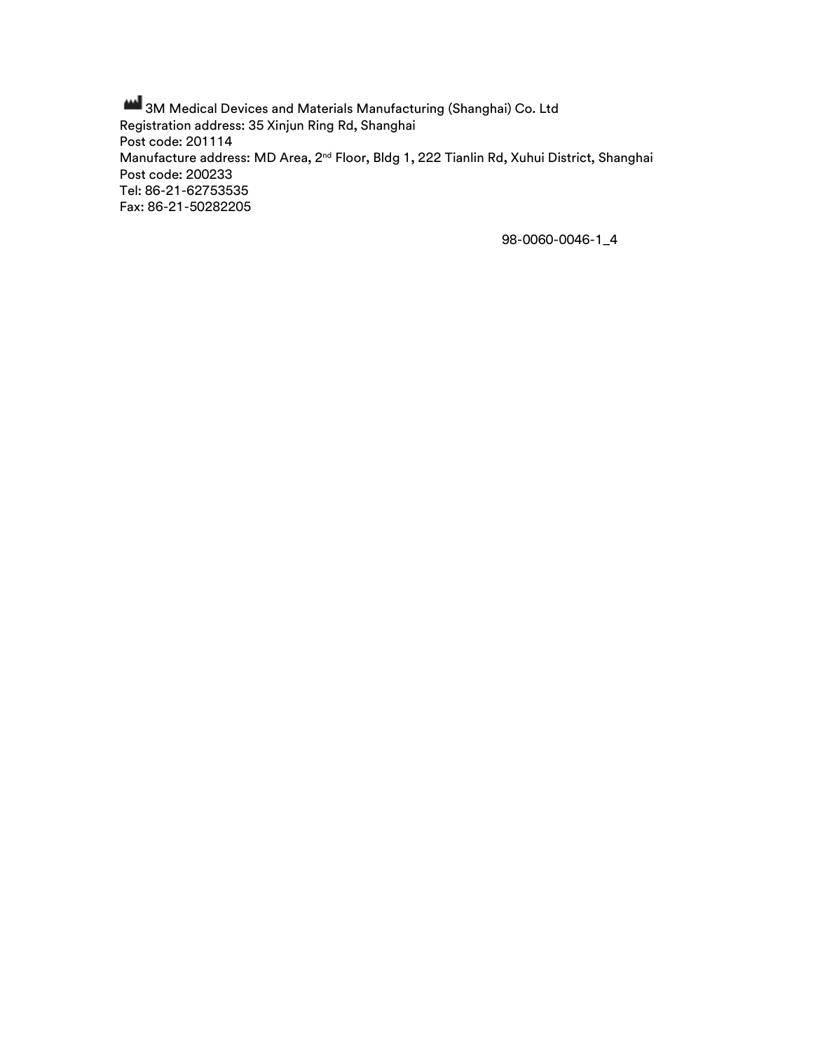3M Medical Devices and Materials Manufacturing (Shanghai) Co. Ltd
Registration address: 35 Xinjun Ring Rd, Shanghai
Post code: 201114
Manufacture address: MD Area, 2nd Floor, Bldg 1, 222 Tianlin Rd, Xuhui District, Shanghai
Post code: 200233
Tel: 86-21-62753535
Fax: 86-21-50282205

98-0060-0046-1_4